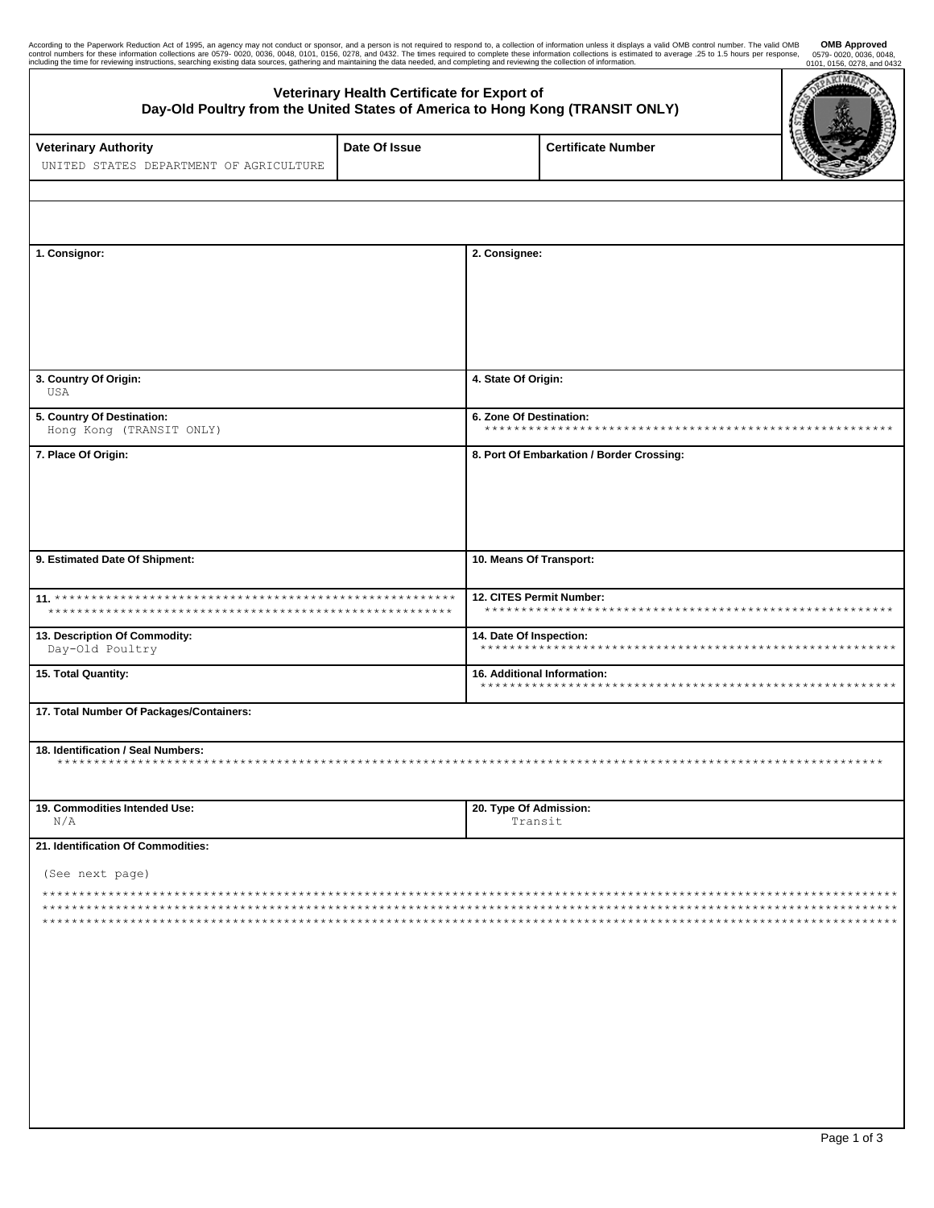According to the Paperwork Reduction Act of 1995, an agency may not conduct or sponsor, and a person is not required to respond to, a collection of information unless it displays a valid OMB control number. The valid OMB control numbers for these information collections are 0579- 0020, 0036, 0048, 0101, 0156, 0278, and 0432. The times required to complete these information collections is estimated to average .25 to 1.5 hours per response, including the time for reviewing instructions, searching existing data sources, gathering and maintaining the data needed, and completing and reviewing the collection of information.

**OMB Approved**
0579- 0020, 0036, 0048, 0101, 0156, 0278, and 0432

## Veterinary Health Certificate for Export of Day-Old Poultry from the United States of America to Hong Kong (TRANSIT ONLY)

| Veterinary Authority | Date Of Issue | Certificate Number |
|---|---|---|
| UNITED STATES DEPARTMENT OF AGRICULTURE | | |

| | |
|---|---|
| **1. Consignor:** | **2. Consignee:** |
| **3. Country Of Origin:** USA | **4. State Of Origin:** |
| **5. Country Of Destination:** Hong Kong (TRANSIT ONLY) | **6. Zone Of Destination:** ******************************************************* |
| **7. Place Of Origin:** | **8. Port Of Embarkation / Border Crossing:** |
| **9. Estimated Date Of Shipment:** | **10. Means Of Transport:** |
| **11.** ****************************************************** ****************************************************** | **12. CITES Permit Number:** ******************************************************* |
| **13. Description Of Commodity:** Day-Old Poultry | **14. Date Of Inspection:** ******************************************************** |
| **15. Total Quantity:** | **16. Additional Information:** ******************************************************** |

**17. Total Number Of Packages/Containers:**

**18. Identification / Seal Numbers:**
********************************************************************************************************************

| | |
|---|---|
| **19. Commodities Intended Use:** N/A | **20. Type Of Admission:** Transit |

**21. Identification Of Commodities:**

(See next page)

**********************************************************************************************************************
**********************************************************************************************************************
**********************************************************************************************************************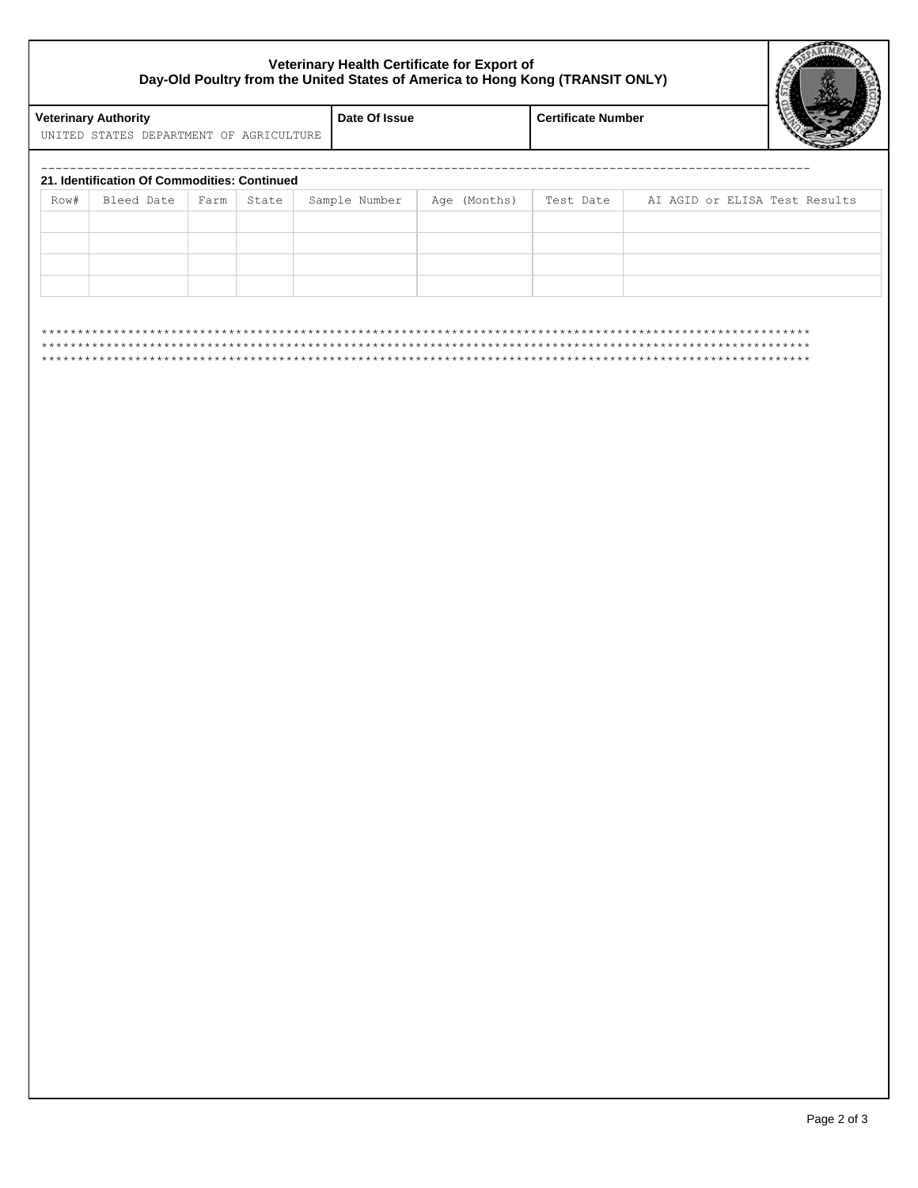**Veterinary Health Certificate for Export of**
**Day-Old Poultry from the United States of America to Hong Kong (TRANSIT ONLY)**

| Veterinary Authority | Date Of Issue | Certificate Number |
|---|---|---|
| UNITED STATES DEPARTMENT OF AGRICULTURE | | |

---

**21. Identification Of Commodities: Continued**

| Row# | Bleed Date | Farm | State | Sample Number | Age (Months) | Test Date | AI AGID or ELISA Test Results |
|---|---|---|---|---|---|---|---|
| | | | | | | | |
| | | | | | | | |
| | | | | | | | |
| | | | | | | | |

****************************************************************************************************************
****************************************************************************************************************
****************************************************************************************************************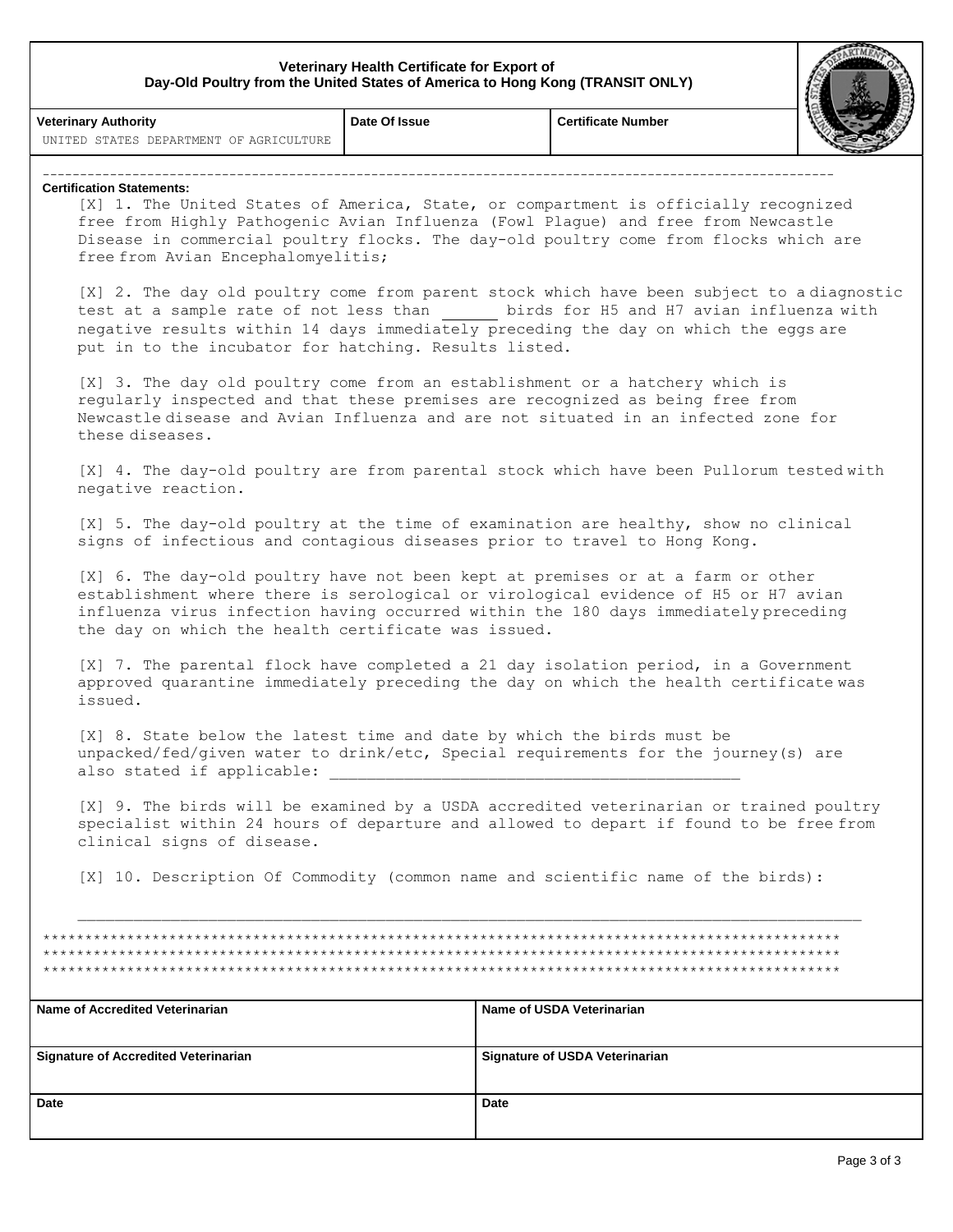**Veterinary Health Certificate for Export of Day-Old Poultry from the United States of America to Hong Kong (TRANSIT ONLY)**

| Veterinary Authority | Date Of Issue | Certificate Number |
| --- | --- | --- |
| UNITED STATES DEPARTMENT OF AGRICULTURE | | |

---

**Certification Statements:**

[X] 1. The United States of America, State, or compartment is officially recognized free from Highly Pathogenic Avian Influenza (Fowl Plague) and free from Newcastle Disease in commercial poultry flocks. The day-old poultry come from flocks which are free from Avian Encephalomyelitis;

[X] 2. The day old poultry come from parent stock which have been subject to a diagnostic test at a sample rate of not less than ______ birds for H5 and H7 avian influenza with negative results within 14 days immediately preceding the day on which the eggs are put in to the incubator for hatching. Results listed.

[X] 3. The day old poultry come from an establishment or a hatchery which is regularly inspected and that these premises are recognized as being free from Newcastle disease and Avian Influenza and are not situated in an infected zone for these diseases.

[X] 4. The day-old poultry are from parental stock which have been Pullorum tested with negative reaction.

[X] 5. The day-old poultry at the time of examination are healthy, show no clinical signs of infectious and contagious diseases prior to travel to Hong Kong.

[X] 6. The day-old poultry have not been kept at premises or at a farm or other establishment where there is serological or virological evidence of H5 or H7 avian influenza virus infection having occurred within the 180 days immediately preceding the day on which the health certificate was issued.

[X] 7. The parental flock have completed a 21 day isolation period, in a Government approved quarantine immediately preceding the day on which the health certificate was issued.

[X] 8. State below the latest time and date by which the birds must be unpacked/fed/given water to drink/etc, Special requirements for the journey(s) are also stated if applicable: ____________________________________________

[X] 9. The birds will be examined by a USDA accredited veterinarian or trained poultry specialist within 24 hours of departure and allowed to depart if found to be free from clinical signs of disease.

[X] 10. Description Of Commodity (common name and scientific name of the birds):

____________________________________________________________________________________

*****************************************************************************************************
*****************************************************************************************************
*****************************************************************************************************

| Name of Accredited Veterinarian | Name of USDA Veterinarian |
| --- | --- |
| **Signature of Accredited Veterinarian** | **Signature of USDA Veterinarian** |
| **Date** | **Date** |